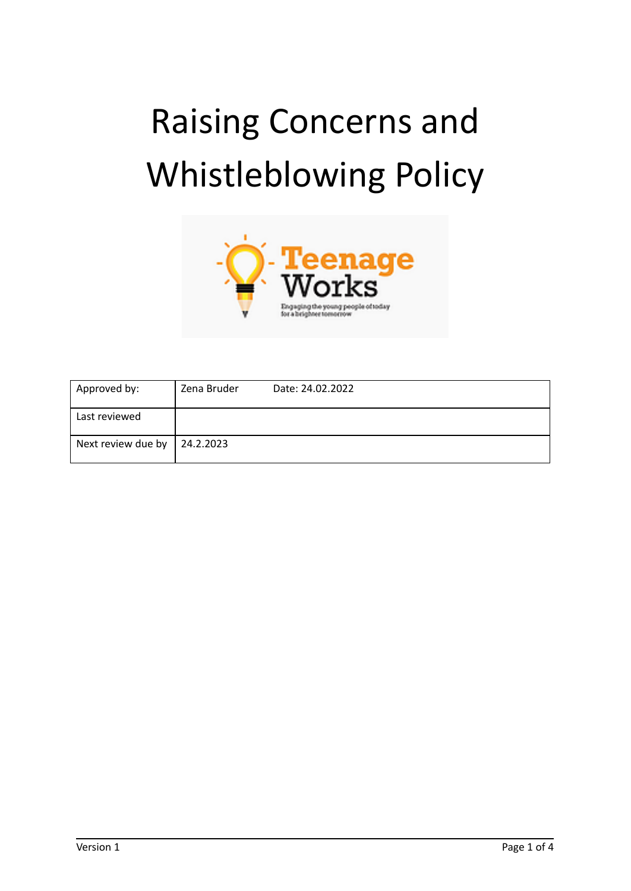# Raising Concerns and Whistleblowing Policy

| Approved by: | Zena Bruder | Date: 24.02.2022 |
|---|---|---|
| Last reviewed | | |
| Next review due by | 24.2.2023 | |

Version 1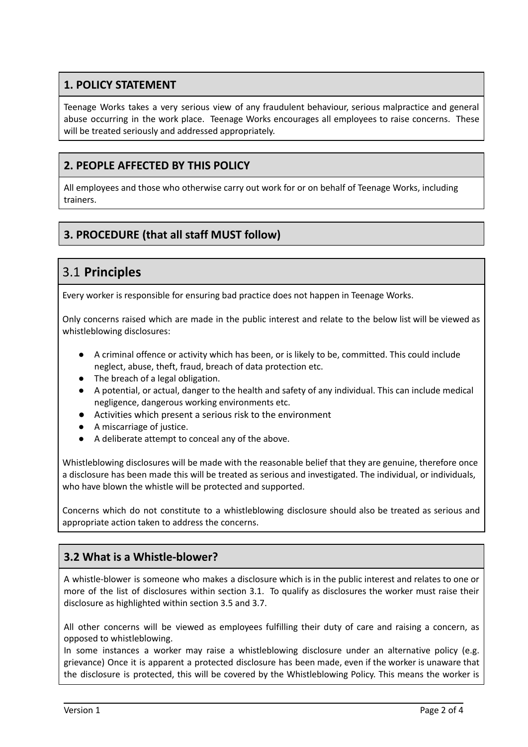## 1. POLICY STATEMENT

Teenage Works takes a very serious view of any fraudulent behaviour, serious malpractice and general abuse occurring in the work place. Teenage Works encourages all employees to raise concerns. These will be treated seriously and addressed appropriately.

## 2. PEOPLE AFFECTED BY THIS POLICY

All employees and those who otherwise carry out work for or on behalf of Teenage Works, including trainers.

## 3. PROCEDURE (that all staff MUST follow)

### 3.1 Principles

Every worker is responsible for ensuring bad practice does not happen in Teenage Works.

Only concerns raised which are made in the public interest and relate to the below list will be viewed as whistleblowing disclosures:

- A criminal offence or activity which has been, or is likely to be, committed. This could include neglect, abuse, theft, fraud, breach of data protection etc.
- The breach of a legal obligation.
- A potential, or actual, danger to the health and safety of any individual. This can include medical negligence, dangerous working environments etc.
- Activities which present a serious risk to the environment
- A miscarriage of justice.
- A deliberate attempt to conceal any of the above.

Whistleblowing disclosures will be made with the reasonable belief that they are genuine, therefore once a disclosure has been made this will be treated as serious and investigated. The individual, or individuals, who have blown the whistle will be protected and supported.

Concerns which do not constitute to a whistleblowing disclosure should also be treated as serious and appropriate action taken to address the concerns.

### 3.2 What is a Whistle-blower?

A whistle-blower is someone who makes a disclosure which is in the public interest and relates to one or more of the list of disclosures within section 3.1. To qualify as disclosures the worker must raise their disclosure as highlighted within section 3.5 and 3.7.

All other concerns will be viewed as employees fulfilling their duty of care and raising a concern, as opposed to whistleblowing.

In some instances a worker may raise a whistleblowing disclosure under an alternative policy (e.g. grievance) Once it is apparent a protected disclosure has been made, even if the worker is unaware that the disclosure is protected, this will be covered by the Whistleblowing Policy. This means the worker is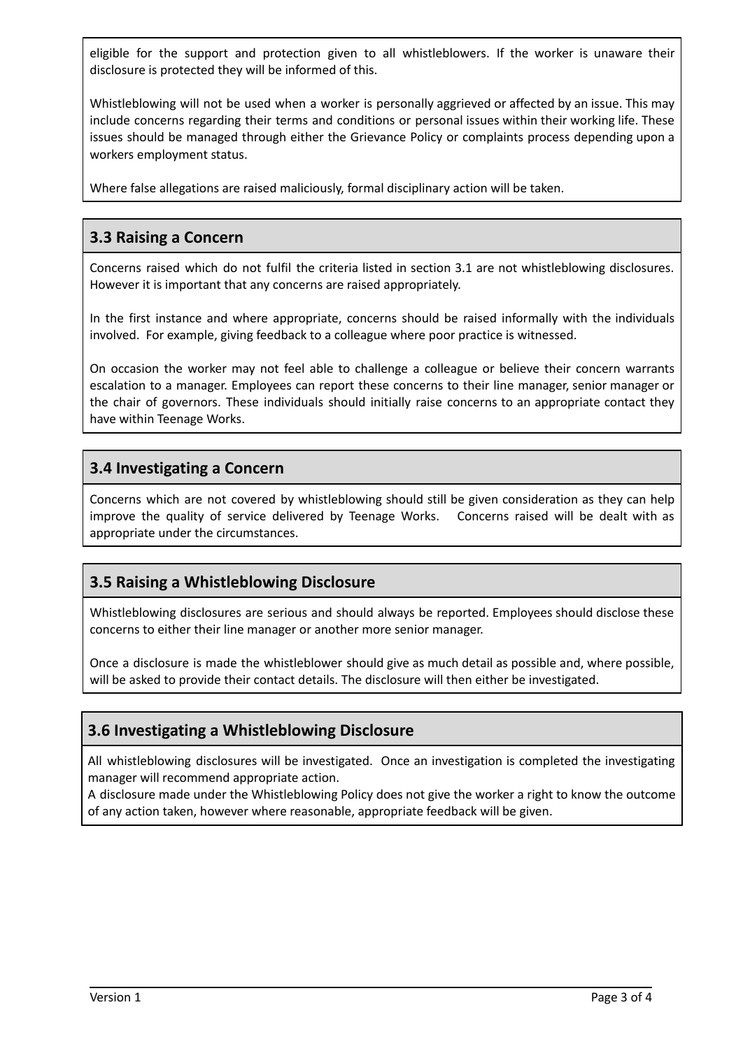eligible for the support and protection given to all whistleblowers. If the worker is unaware their disclosure is protected they will be informed of this.

Whistleblowing will not be used when a worker is personally aggrieved or affected by an issue. This may include concerns regarding their terms and conditions or personal issues within their working life. These issues should be managed through either the Grievance Policy or complaints process depending upon a workers employment status.

Where false allegations are raised maliciously, formal disciplinary action will be taken.

## 3.3 Raising a Concern

Concerns raised which do not fulfil the criteria listed in section 3.1 are not whistleblowing disclosures. However it is important that any concerns are raised appropriately.

In the first instance and where appropriate, concerns should be raised informally with the individuals involved. For example, giving feedback to a colleague where poor practice is witnessed.

On occasion the worker may not feel able to challenge a colleague or believe their concern warrants escalation to a manager. Employees can report these concerns to their line manager, senior manager or the chair of governors. These individuals should initially raise concerns to an appropriate contact they have within Teenage Works.

## 3.4 Investigating a Concern

Concerns which are not covered by whistleblowing should still be given consideration as they can help improve the quality of service delivered by Teenage Works. Concerns raised will be dealt with as appropriate under the circumstances.

## 3.5 Raising a Whistleblowing Disclosure

Whistleblowing disclosures are serious and should always be reported. Employees should disclose these concerns to either their line manager or another more senior manager.

Once a disclosure is made the whistleblower should give as much detail as possible and, where possible, will be asked to provide their contact details. The disclosure will then either be investigated.

## 3.6 Investigating a Whistleblowing Disclosure

All whistleblowing disclosures will be investigated. Once an investigation is completed the investigating manager will recommend appropriate action.

A disclosure made under the Whistleblowing Policy does not give the worker a right to know the outcome of any action taken, however where reasonable, appropriate feedback will be given.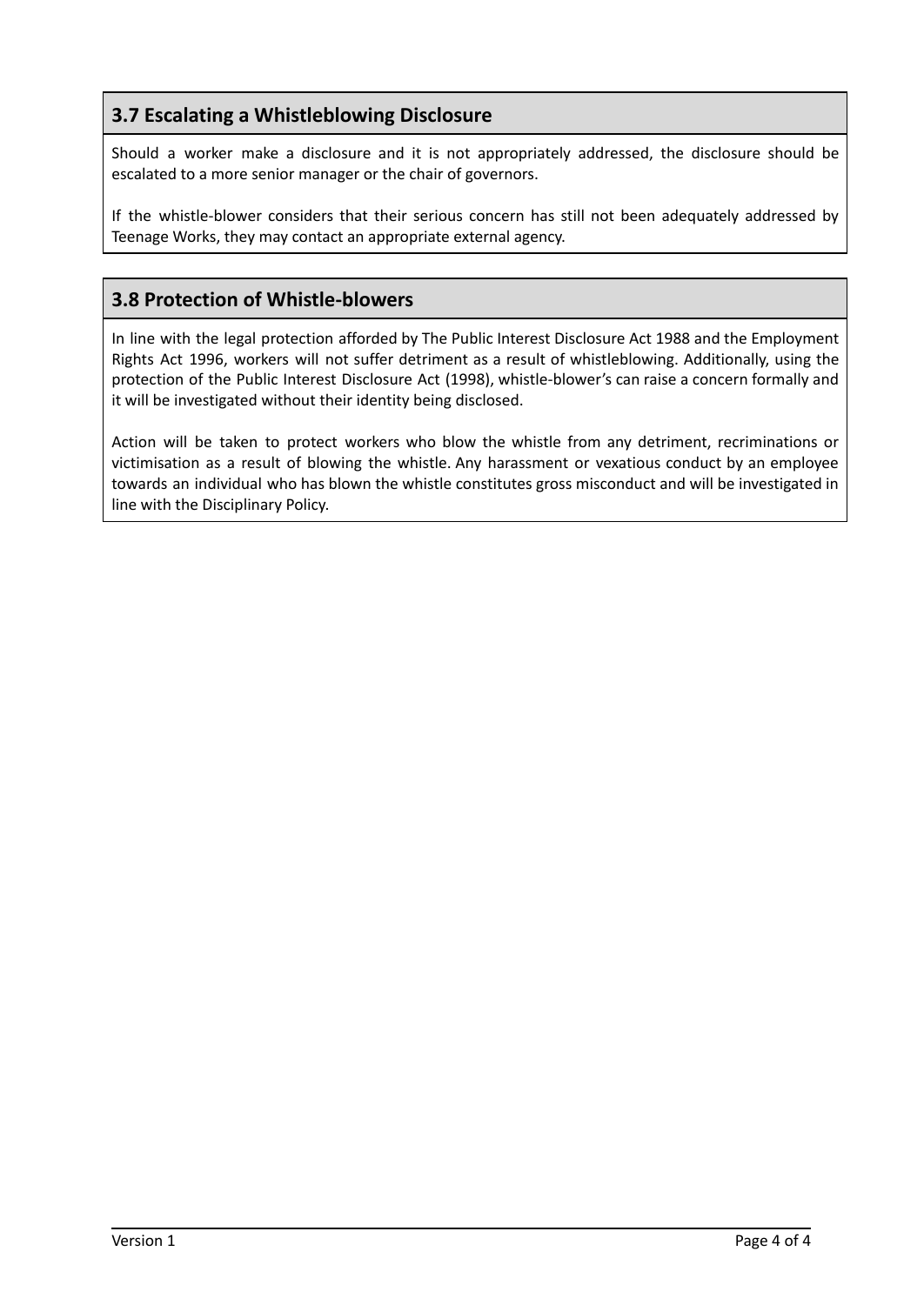### 3.7 Escalating a Whistleblowing Disclosure

Should a worker make a disclosure and it is not appropriately addressed, the disclosure should be escalated to a more senior manager or the chair of governors.

If the whistle-blower considers that their serious concern has still not been adequately addressed by Teenage Works, they may contact an appropriate external agency.

### 3.8 Protection of Whistle-blowers

In line with the legal protection afforded by The Public Interest Disclosure Act 1988 and the Employment Rights Act 1996, workers will not suffer detriment as a result of whistleblowing. Additionally, using the protection of the Public Interest Disclosure Act (1998), whistle-blower's can raise a concern formally and it will be investigated without their identity being disclosed.

Action will be taken to protect workers who blow the whistle from any detriment, recriminations or victimisation as a result of blowing the whistle. Any harassment or vexatious conduct by an employee towards an individual who has blown the whistle constitutes gross misconduct and will be investigated in line with the Disciplinary Policy.